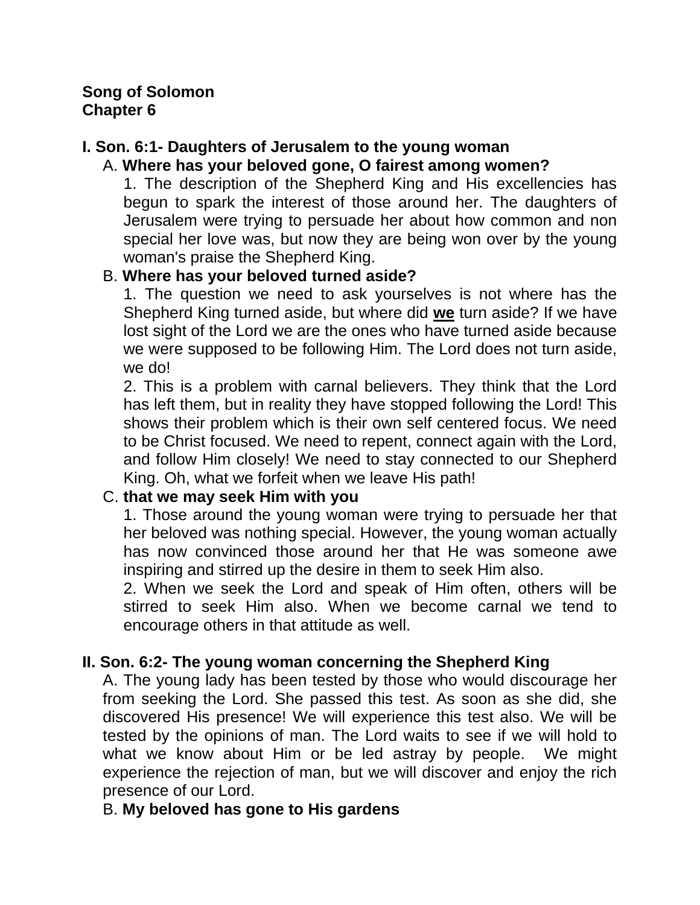**Song of Solomon**
**Chapter 6**

**I. Son. 6:1- Daughters of Jerusalem to the young woman**

A. **Where has your beloved gone, O fairest among women?**

1. The description of the Shepherd King and His excellencies has begun to spark the interest of those around her. The daughters of Jerusalem were trying to persuade her about how common and non special her love was, but now they are being won over by the young woman's praise the Shepherd King.

B. **Where has your beloved turned aside?**

1. The question we need to ask yourselves is not where has the Shepherd King turned aside, but where did **<u>we</u>** turn aside? If we have lost sight of the Lord we are the ones who have turned aside because we were supposed to be following Him. The Lord does not turn aside, we do!

2. This is a problem with carnal believers. They think that the Lord has left them, but in reality they have stopped following the Lord! This shows their problem which is their own self centered focus. We need to be Christ focused. We need to repent, connect again with the Lord, and follow Him closely! We need to stay connected to our Shepherd King. Oh, what we forfeit when we leave His path!

C. **that we may seek Him with you**

1. Those around the young woman were trying to persuade her that her beloved was nothing special. However, the young woman actually has now convinced those around her that He was someone awe inspiring and stirred up the desire in them to seek Him also.

2. When we seek the Lord and speak of Him often, others will be stirred to seek Him also. When we become carnal we tend to encourage others in that attitude as well.

**II. Son. 6:2- The young woman concerning the Shepherd King**

A. The young lady has been tested by those who would discourage her from seeking the Lord. She passed this test. As soon as she did, she discovered His presence! We will experience this test also. We will be tested by the opinions of man. The Lord waits to see if we will hold to what we know about Him or be led astray by people. We might experience the rejection of man, but we will discover and enjoy the rich presence of our Lord.

B. **My beloved has gone to His gardens**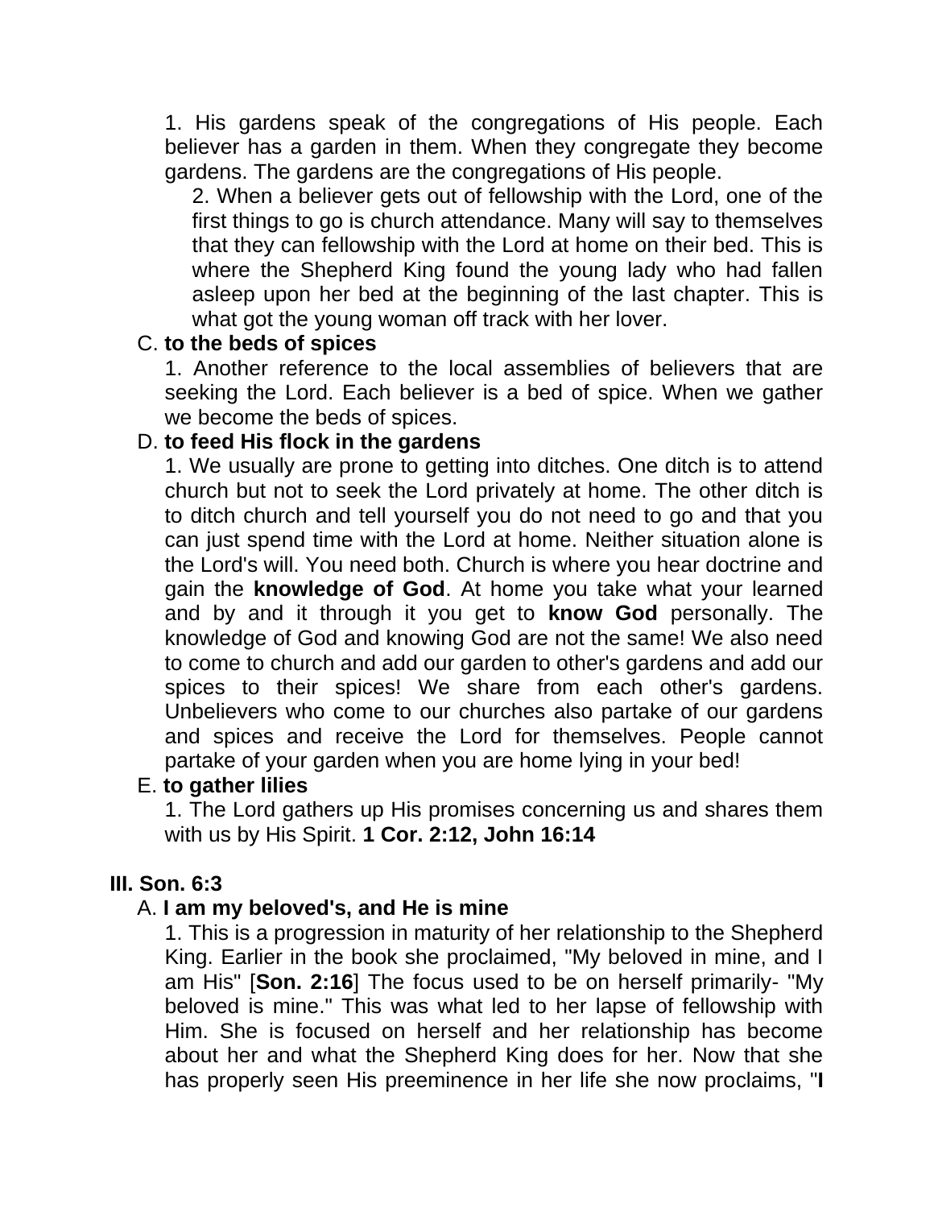1. His gardens speak of the congregations of His people. Each believer has a garden in them. When they congregate they become gardens. The gardens are the congregations of His people.

2. When a believer gets out of fellowship with the Lord, one of the first things to go is church attendance. Many will say to themselves that they can fellowship with the Lord at home on their bed. This is where the Shepherd King found the young lady who had fallen asleep upon her bed at the beginning of the last chapter. This is what got the young woman off track with her lover.

C. **to the beds of spices**

1. Another reference to the local assemblies of believers that are seeking the Lord. Each believer is a bed of spice. When we gather we become the beds of spices.

D. **to feed His flock in the gardens**

1. We usually are prone to getting into ditches. One ditch is to attend church but not to seek the Lord privately at home. The other ditch is to ditch church and tell yourself you do not need to go and that you can just spend time with the Lord at home. Neither situation alone is the Lord's will. You need both. Church is where you hear doctrine and gain the **knowledge of God**. At home you take what your learned and by and it through it you get to **know God** personally. The knowledge of God and knowing God are not the same! We also need to come to church and add our garden to other's gardens and add our spices to their spices! We share from each other's gardens. Unbelievers who come to our churches also partake of our gardens and spices and receive the Lord for themselves. People cannot partake of your garden when you are home lying in your bed!

E. **to gather lilies**

1. The Lord gathers up His promises concerning us and shares them with us by His Spirit. **1 Cor. 2:12, John 16:14**

**III. Son. 6:3**

A. **I am my beloved's, and He is mine**

1. This is a progression in maturity of her relationship to the Shepherd King. Earlier in the book she proclaimed, "My beloved in mine, and I am His" [**Son. 2:16**] The focus used to be on herself primarily- "My beloved is mine." This was what led to her lapse of fellowship with Him. She is focused on herself and her relationship has become about her and what the Shepherd King does for her. Now that she has properly seen His preeminence in her life she now proclaims, "**I**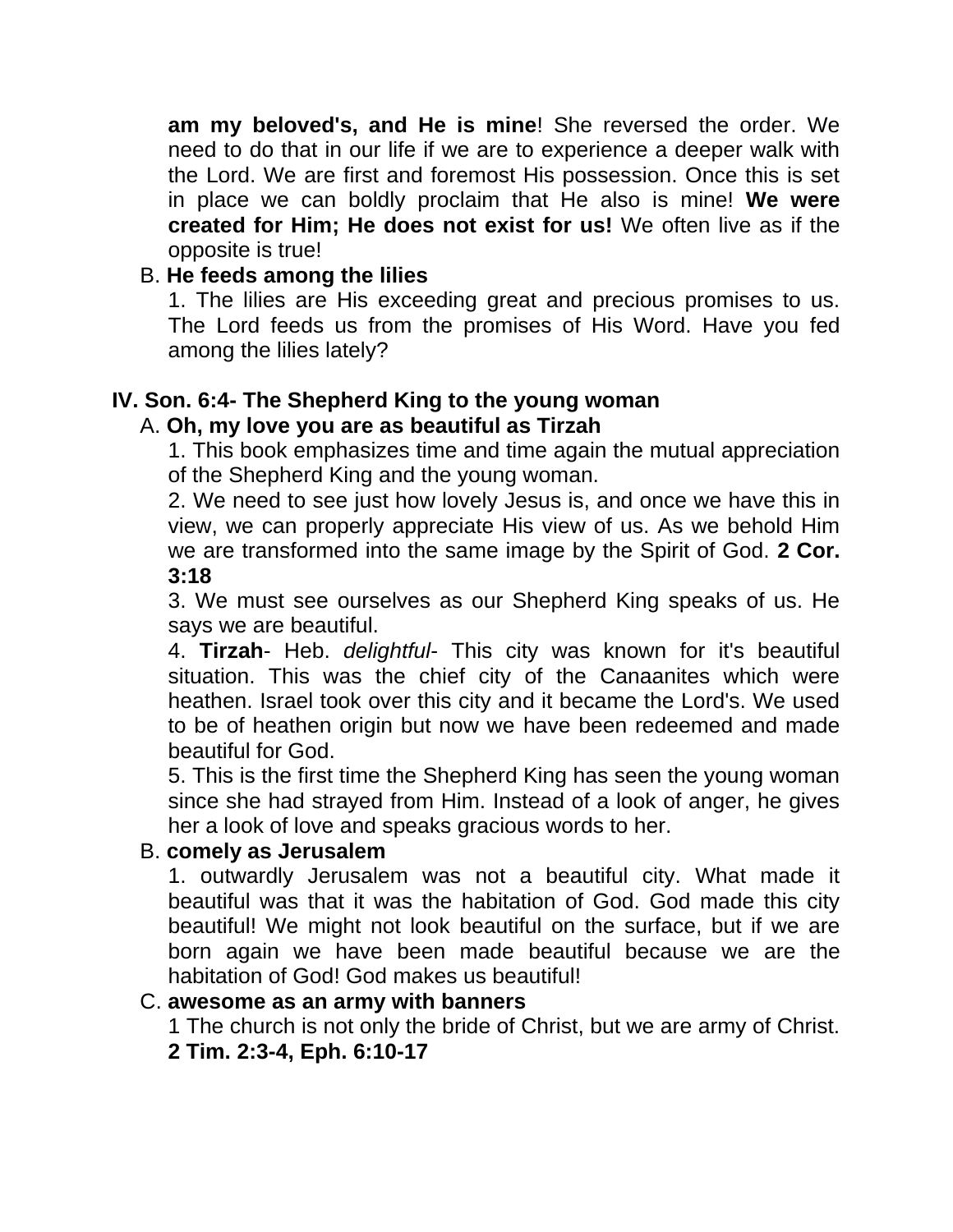**am my beloved's, and He is mine**! She reversed the order. We need to do that in our life if we are to experience a deeper walk with the Lord. We are first and foremost His possession. Once this is set in place we can boldly proclaim that He also is mine! **We were created for Him; He does not exist for us!** We often live as if the opposite is true!

B. **He feeds among the lilies**

1. The lilies are His exceeding great and precious promises to us. The Lord feeds us from the promises of His Word. Have you fed among the lilies lately?

## IV. Son. 6:4- The Shepherd King to the young woman

A. **Oh, my love you are as beautiful as Tirzah**

1. This book emphasizes time and time again the mutual appreciation of the Shepherd King and the young woman.

2. We need to see just how lovely Jesus is, and once we have this in view, we can properly appreciate His view of us. As we behold Him we are transformed into the same image by the Spirit of God. **2 Cor. 3:18**

3. We must see ourselves as our Shepherd King speaks of us. He says we are beautiful.

4. **Tirzah**- Heb. *delightful*- This city was known for it's beautiful situation. This was the chief city of the Canaanites which were heathen. Israel took over this city and it became the Lord's. We used to be of heathen origin but now we have been redeemed and made beautiful for God.

5. This is the first time the Shepherd King has seen the young woman since she had strayed from Him. Instead of a look of anger, he gives her a look of love and speaks gracious words to her.

B. **comely as Jerusalem**

1. outwardly Jerusalem was not a beautiful city. What made it beautiful was that it was the habitation of God. God made this city beautiful! We might not look beautiful on the surface, but if we are born again we have been made beautiful because we are the habitation of God! God makes us beautiful!

C. **awesome as an army with banners**

1 The church is not only the bride of Christ, but we are army of Christ. **2 Tim. 2:3-4, Eph. 6:10-17**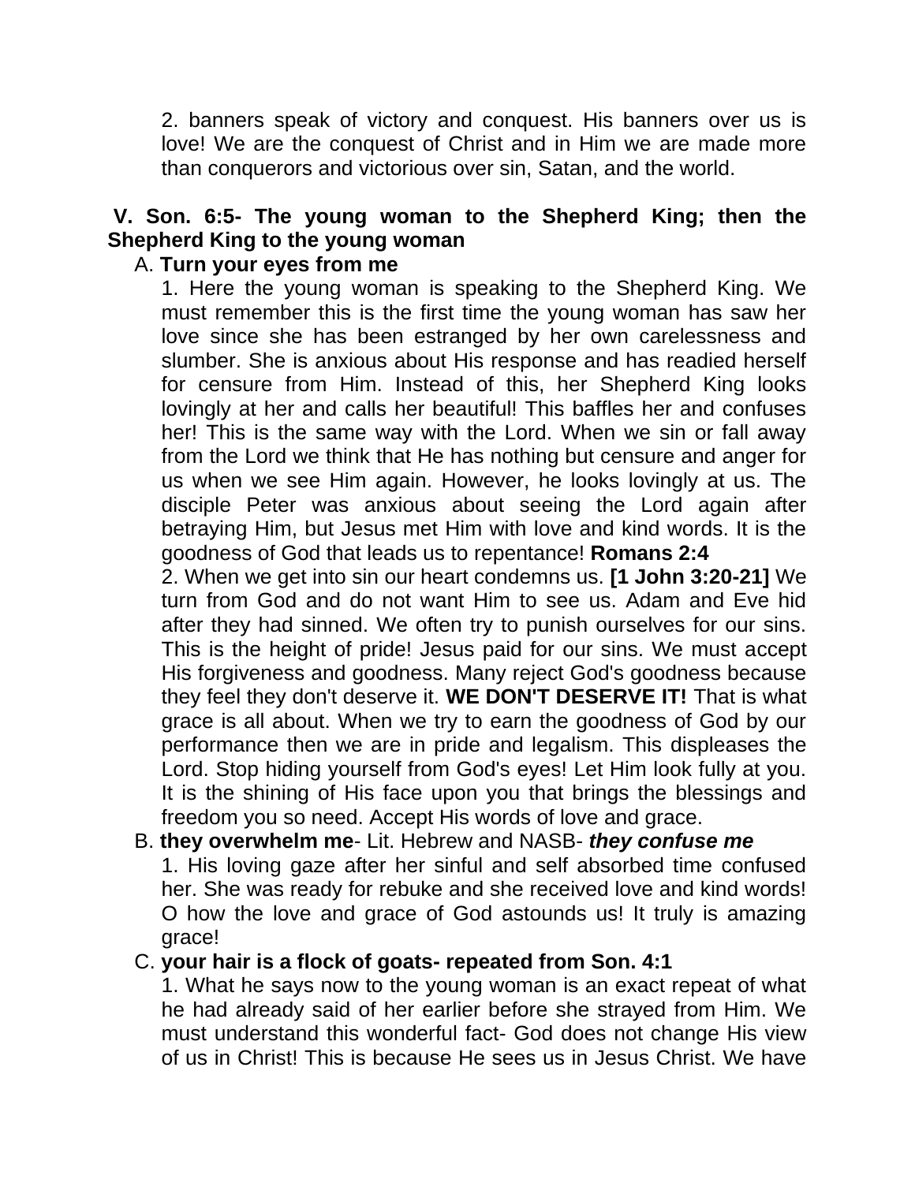2. banners speak of victory and conquest. His banners over us is love! We are the conquest of Christ and in Him we are made more than conquerors and victorious over sin, Satan, and the world.

**V. Son. 6:5- The young woman to the Shepherd King; then the Shepherd King to the young woman**

A. **Turn your eyes from me**

1. Here the young woman is speaking to the Shepherd King. We must remember this is the first time the young woman has saw her love since she has been estranged by her own carelessness and slumber. She is anxious about His response and has readied herself for censure from Him. Instead of this, her Shepherd King looks lovingly at her and calls her beautiful! This baffles her and confuses her! This is the same way with the Lord. When we sin or fall away from the Lord we think that He has nothing but censure and anger for us when we see Him again. However, he looks lovingly at us. The disciple Peter was anxious about seeing the Lord again after betraying Him, but Jesus met Him with love and kind words. It is the goodness of God that leads us to repentance! **Romans 2:4**

2. When we get into sin our heart condemns us. **[1 John 3:20-21]** We turn from God and do not want Him to see us. Adam and Eve hid after they had sinned. We often try to punish ourselves for our sins. This is the height of pride! Jesus paid for our sins. We must accept His forgiveness and goodness. Many reject God's goodness because they feel they don't deserve it. **WE DON'T DESERVE IT!** That is what grace is all about. When we try to earn the goodness of God by our performance then we are in pride and legalism. This displeases the Lord. Stop hiding yourself from God's eyes! Let Him look fully at you. It is the shining of His face upon you that brings the blessings and freedom you so need. Accept His words of love and grace.

B. **they overwhelm me**- Lit. Hebrew and NASB- ***they confuse me***

1. His loving gaze after her sinful and self absorbed time confused her. She was ready for rebuke and she received love and kind words! O how the love and grace of God astounds us! It truly is amazing grace!

C. **your hair is a flock of goats- repeated from Son. 4:1**

1. What he says now to the young woman is an exact repeat of what he had already said of her earlier before she strayed from Him. We must understand this wonderful fact- God does not change His view of us in Christ! This is because He sees us in Jesus Christ. We have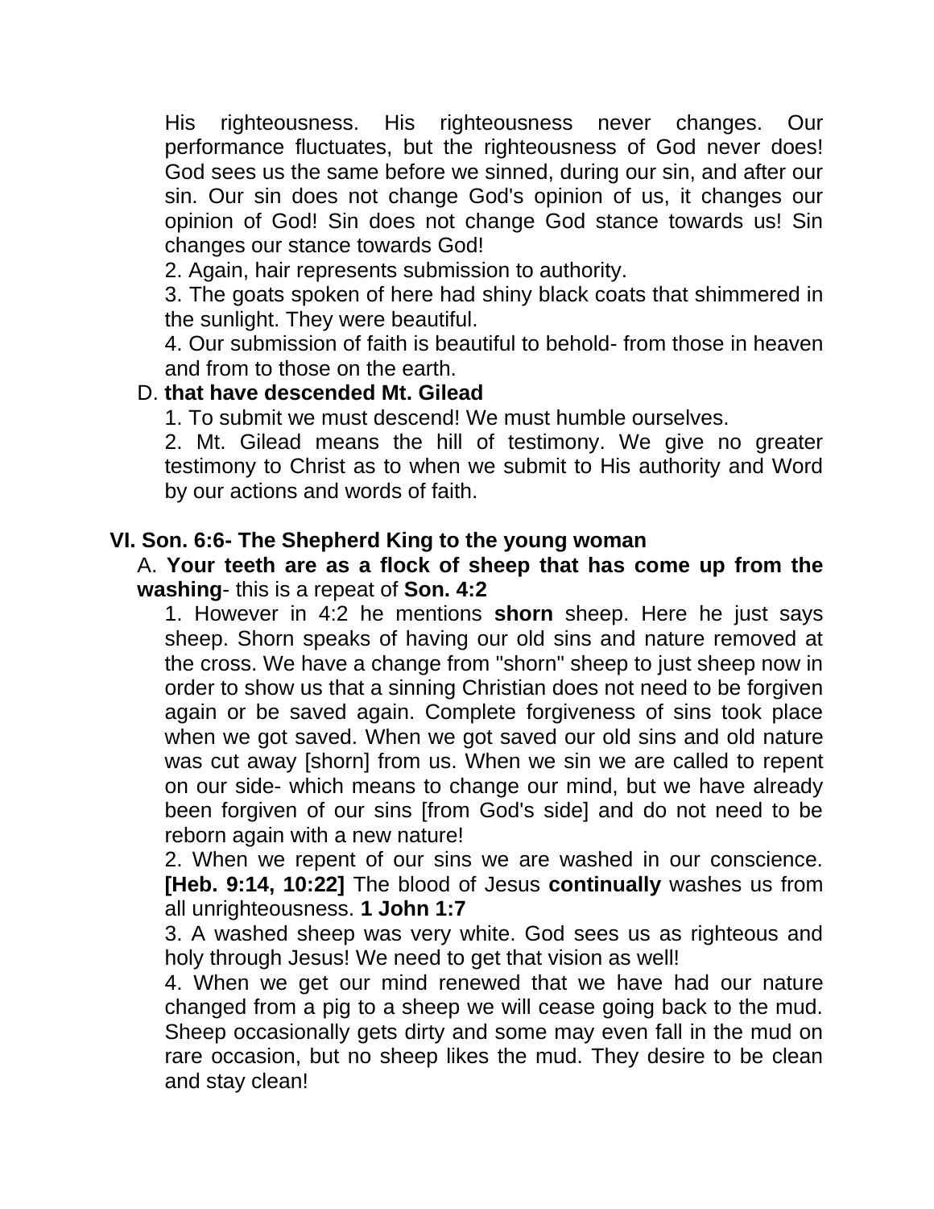His righteousness. His righteousness never changes. Our performance fluctuates, but the righteousness of God never does! God sees us the same before we sinned, during our sin, and after our sin. Our sin does not change God's opinion of us, it changes our opinion of God! Sin does not change God stance towards us! Sin changes our stance towards God!

2. Again, hair represents submission to authority.

3. The goats spoken of here had shiny black coats that shimmered in the sunlight. They were beautiful.

4. Our submission of faith is beautiful to behold- from those in heaven and from to those on the earth.

D. **that have descended Mt. Gilead**

1. To submit we must descend! We must humble ourselves.

2. Mt. Gilead means the hill of testimony. We give no greater testimony to Christ as to when we submit to His authority and Word by our actions and words of faith.

## VI. Son. 6:6- The Shepherd King to the young woman

A. **Your teeth are as a flock of sheep that has come up from the washing**- this is a repeat of **Son. 4:2**

1. However in 4:2 he mentions **shorn** sheep. Here he just says sheep. Shorn speaks of having our old sins and nature removed at the cross. We have a change from "shorn" sheep to just sheep now in order to show us that a sinning Christian does not need to be forgiven again or be saved again. Complete forgiveness of sins took place when we got saved. When we got saved our old sins and old nature was cut away [shorn] from us. When we sin we are called to repent on our side- which means to change our mind, but we have already been forgiven of our sins [from God's side] and do not need to be reborn again with a new nature!

2. When we repent of our sins we are washed in our conscience. **[Heb. 9:14, 10:22]** The blood of Jesus **continually** washes us from all unrighteousness. **1 John 1:7**

3. A washed sheep was very white. God sees us as righteous and holy through Jesus! We need to get that vision as well!

4. When we get our mind renewed that we have had our nature changed from a pig to a sheep we will cease going back to the mud. Sheep occasionally gets dirty and some may even fall in the mud on rare occasion, but no sheep likes the mud. They desire to be clean and stay clean!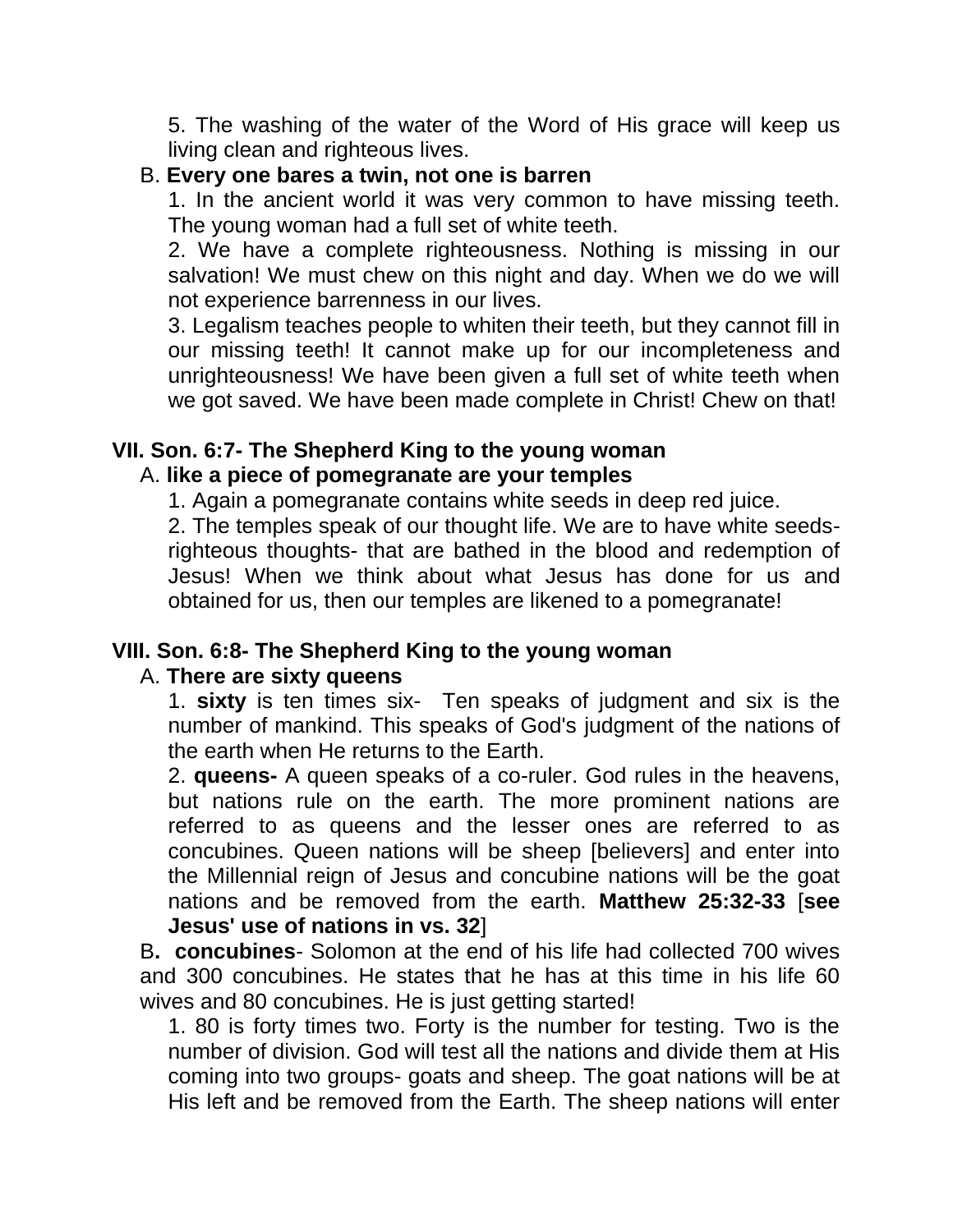5. The washing of the water of the Word of His grace will keep us living clean and righteous lives.

B. **Every one bares a twin, not one is barren**

1. In the ancient world it was very common to have missing teeth. The young woman had a full set of white teeth.

2. We have a complete righteousness. Nothing is missing in our salvation! We must chew on this night and day. When we do we will not experience barrenness in our lives.

3. Legalism teaches people to whiten their teeth, but they cannot fill in our missing teeth! It cannot make up for our incompleteness and unrighteousness! We have been given a full set of white teeth when we got saved. We have been made complete in Christ! Chew on that!

## VII. Son. 6:7- The Shepherd King to the young woman

A. **like a piece of pomegranate are your temples**

1. Again a pomegranate contains white seeds in deep red juice.

2. The temples speak of our thought life. We are to have white seeds- righteous thoughts- that are bathed in the blood and redemption of Jesus! When we think about what Jesus has done for us and obtained for us, then our temples are likened to a pomegranate!

## VIII. Son. 6:8- The Shepherd King to the young woman

A. **There are sixty queens**

1. **sixty** is ten times six- Ten speaks of judgment and six is the number of mankind. This speaks of God's judgment of the nations of the earth when He returns to the Earth.

2. **queens-** A queen speaks of a co-ruler. God rules in the heavens, but nations rule on the earth. The more prominent nations are referred to as queens and the lesser ones are referred to as concubines. Queen nations will be sheep [believers] and enter into the Millennial reign of Jesus and concubine nations will be the goat nations and be removed from the earth. **Matthew 25:32-33** [**see Jesus' use of nations in vs. 32**]

B**. concubines**- Solomon at the end of his life had collected 700 wives and 300 concubines. He states that he has at this time in his life 60 wives and 80 concubines. He is just getting started!

1. 80 is forty times two. Forty is the number for testing. Two is the number of division. God will test all the nations and divide them at His coming into two groups- goats and sheep. The goat nations will be at His left and be removed from the Earth. The sheep nations will enter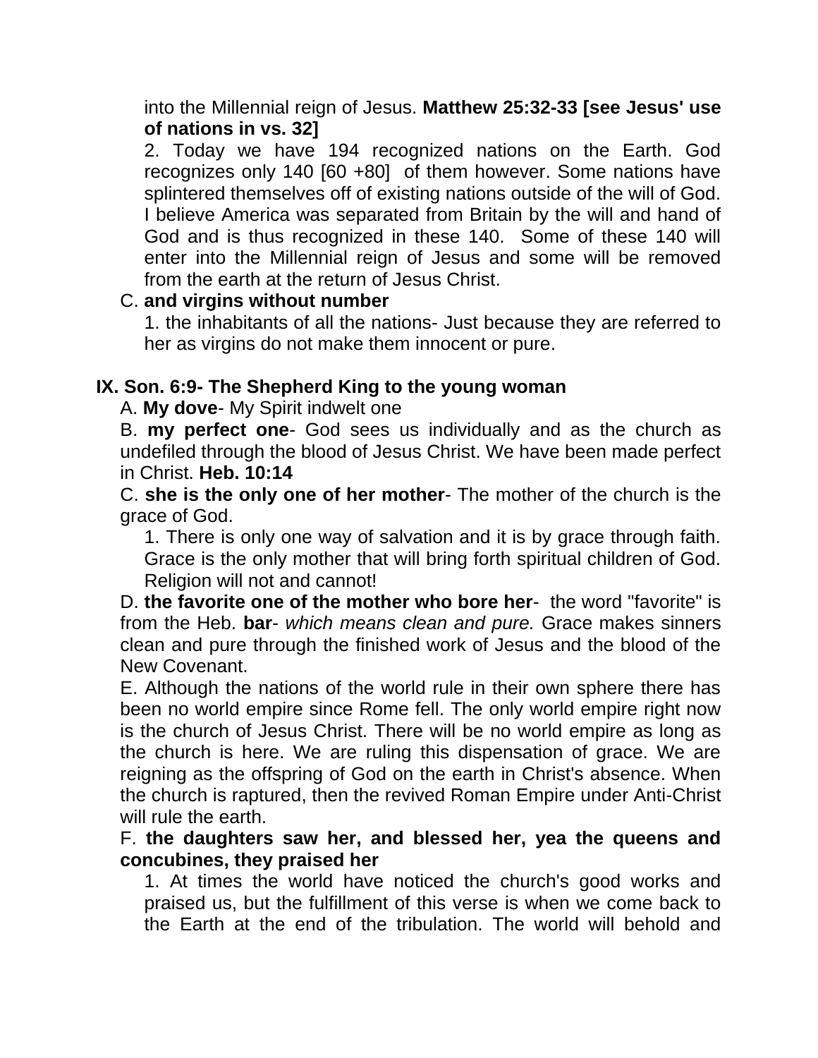into the Millennial reign of Jesus. **Matthew 25:32-33 [see Jesus' use of nations in vs. 32]**

2. Today we have 194 recognized nations on the Earth. God recognizes only 140 [60 +80] of them however. Some nations have splintered themselves off of existing nations outside of the will of God. I believe America was separated from Britain by the will and hand of God and is thus recognized in these 140. Some of these 140 will enter into the Millennial reign of Jesus and some will be removed from the earth at the return of Jesus Christ.

C. **and virgins without number**

1. the inhabitants of all the nations- Just because they are referred to her as virgins do not make them innocent or pure.

## IX. Son. 6:9- The Shepherd King to the young woman

A. **My dove**- My Spirit indwelt one

B. **my perfect one**- God sees us individually and as the church as undefiled through the blood of Jesus Christ. We have been made perfect in Christ. **Heb. 10:14**

C. **she is the only one of her mother**- The mother of the church is the grace of God.

1. There is only one way of salvation and it is by grace through faith. Grace is the only mother that will bring forth spiritual children of God. Religion will not and cannot!

D. **the favorite one of the mother who bore her**- the word "favorite" is from the Heb. **bar**- *which means clean and pure.* Grace makes sinners clean and pure through the finished work of Jesus and the blood of the New Covenant.

E. Although the nations of the world rule in their own sphere there has been no world empire since Rome fell. The only world empire right now is the church of Jesus Christ. There will be no world empire as long as the church is here. We are ruling this dispensation of grace. We are reigning as the offspring of God on the earth in Christ's absence. When the church is raptured, then the revived Roman Empire under Anti-Christ will rule the earth.

F. **the daughters saw her, and blessed her, yea the queens and concubines, they praised her**

1. At times the world have noticed the church's good works and praised us, but the fulfillment of this verse is when we come back to the Earth at the end of the tribulation. The world will behold and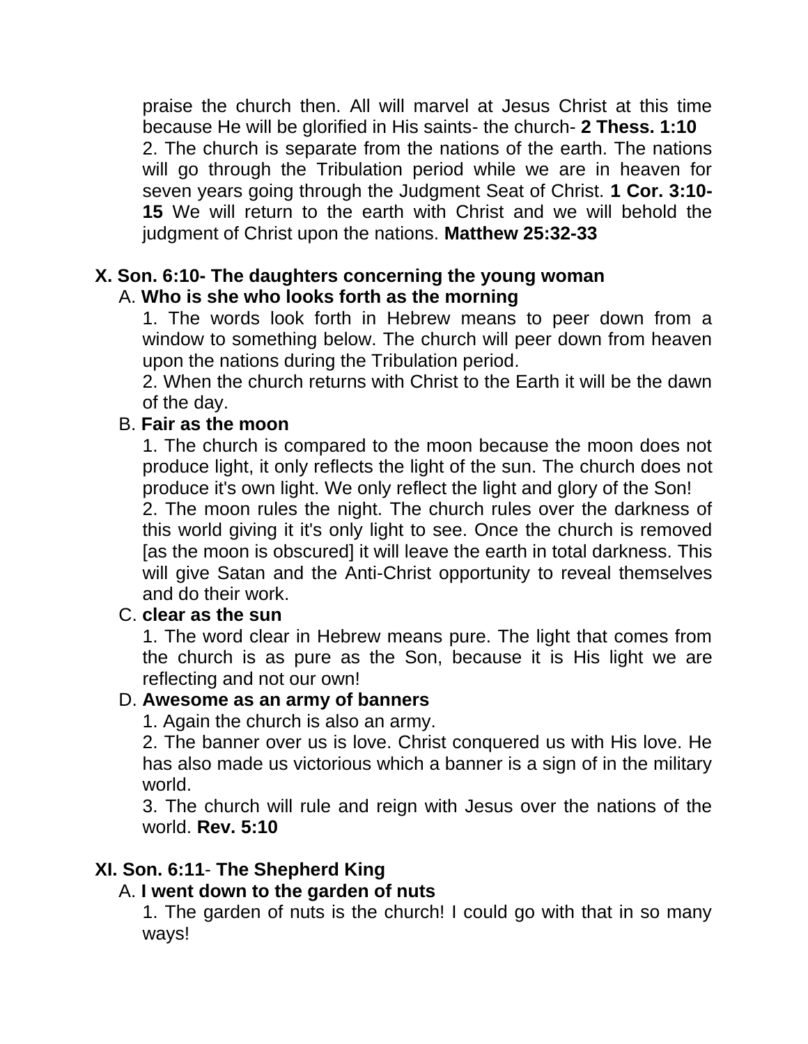praise the church then. All will marvel at Jesus Christ at this time because He will be glorified in His saints- the church- **2 Thess. 1:10**

2. The church is separate from the nations of the earth. The nations will go through the Tribulation period while we are in heaven for seven years going through the Judgment Seat of Christ. **1 Cor. 3:10-15** We will return to the earth with Christ and we will behold the judgment of Christ upon the nations. **Matthew 25:32-33**

## X. Son. 6:10- The daughters concerning the young woman

A. **Who is she who looks forth as the morning**

1. The words look forth in Hebrew means to peer down from a window to something below. The church will peer down from heaven upon the nations during the Tribulation period.

2. When the church returns with Christ to the Earth it will be the dawn of the day.

B. **Fair as the moon**

1. The church is compared to the moon because the moon does not produce light, it only reflects the light of the sun. The church does not produce it's own light. We only reflect the light and glory of the Son!

2. The moon rules the night. The church rules over the darkness of this world giving it it's only light to see. Once the church is removed [as the moon is obscured] it will leave the earth in total darkness. This will give Satan and the Anti-Christ opportunity to reveal themselves and do their work.

C. **clear as the sun**

1. The word clear in Hebrew means pure. The light that comes from the church is as pure as the Son, because it is His light we are reflecting and not our own!

D. **Awesome as an army of banners**

1. Again the church is also an army.

2. The banner over us is love. Christ conquered us with His love. He has also made us victorious which a banner is a sign of in the military world.

3. The church will rule and reign with Jesus over the nations of the world. **Rev. 5:10**

## XI. Son. 6:11- The Shepherd King

A. **I went down to the garden of nuts**

1. The garden of nuts is the church! I could go with that in so many ways!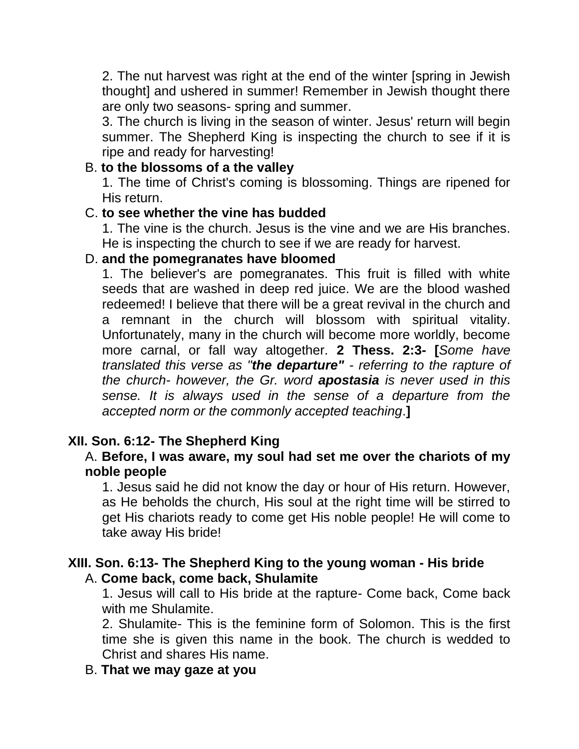2. The nut harvest was right at the end of the winter [spring in Jewish thought] and ushered in summer! Remember in Jewish thought there are only two seasons- spring and summer.

3. The church is living in the season of winter. Jesus' return will begin summer. The Shepherd King is inspecting the church to see if it is ripe and ready for harvesting!

B. **to the blossoms of a the valley**

1. The time of Christ's coming is blossoming. Things are ripened for His return.

C. **to see whether the vine has budded**

1. The vine is the church. Jesus is the vine and we are His branches. He is inspecting the church to see if we are ready for harvest.

D. **and the pomegranates have bloomed**

1. The believer's are pomegranates. This fruit is filled with white seeds that are washed in deep red juice. We are the blood washed redeemed! I believe that there will be a great revival in the church and a remnant in the church will blossom with spiritual vitality. Unfortunately, many in the church will become more worldly, become more carnal, or fall way altogether. **2 Thess. 2:3- [***Some have translated this verse as "***the departure"** *- referring to the rapture of the church- however, the Gr. word* ***apostasia*** *is never used in this sense. It is always used in the sense of a departure from the accepted norm or the commonly accepted teaching*.**]**

## XII. Son. 6:12- The Shepherd King

A. **Before, I was aware, my soul had set me over the chariots of my noble people**

1. Jesus said he did not know the day or hour of His return. However, as He beholds the church, His soul at the right time will be stirred to get His chariots ready to come get His noble people! He will come to take away His bride!

## XIII. Son. 6:13- The Shepherd King to the young woman - His bride

A. **Come back, come back, Shulamite**

1. Jesus will call to His bride at the rapture- Come back, Come back with me Shulamite.

2. Shulamite- This is the feminine form of Solomon. This is the first time she is given this name in the book. The church is wedded to Christ and shares His name.

B. **That we may gaze at you**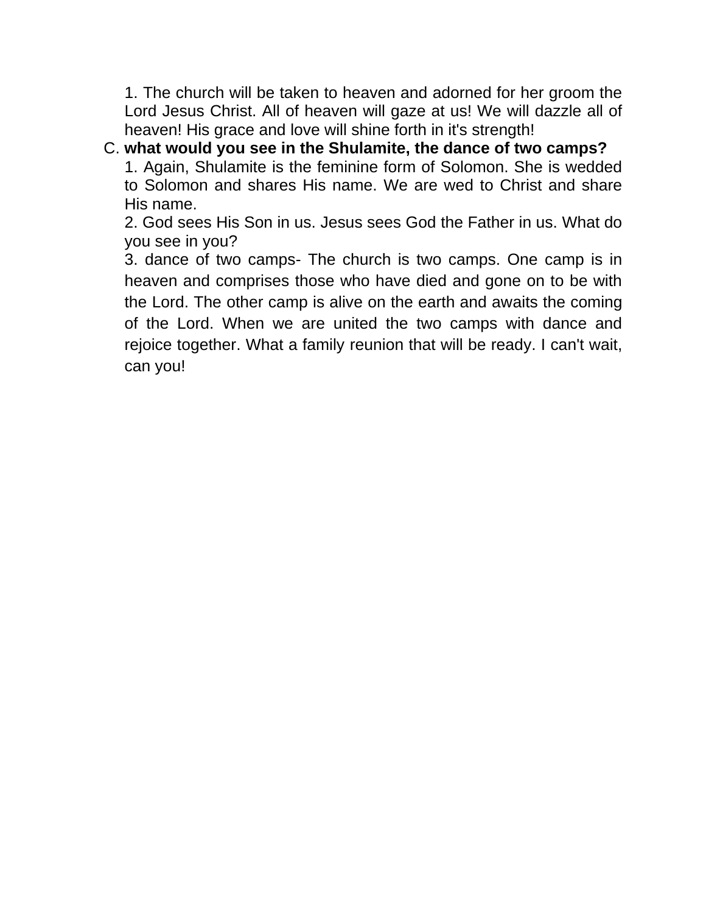1. The church will be taken to heaven and adorned for her groom the Lord Jesus Christ. All of heaven will gaze at us! We will dazzle all of heaven! His grace and love will shine forth in it's strength!

C. **what would you see in the Shulamite, the dance of two camps?**

1. Again, Shulamite is the feminine form of Solomon. She is wedded to Solomon and shares His name. We are wed to Christ and share His name.
2. God sees His Son in us. Jesus sees God the Father in us. What do you see in you?
3. dance of two camps- The church is two camps. One camp is in heaven and comprises those who have died and gone on to be with the Lord. The other camp is alive on the earth and awaits the coming of the Lord. When we are united the two camps with dance and rejoice together. What a family reunion that will be ready. I can't wait, can you!